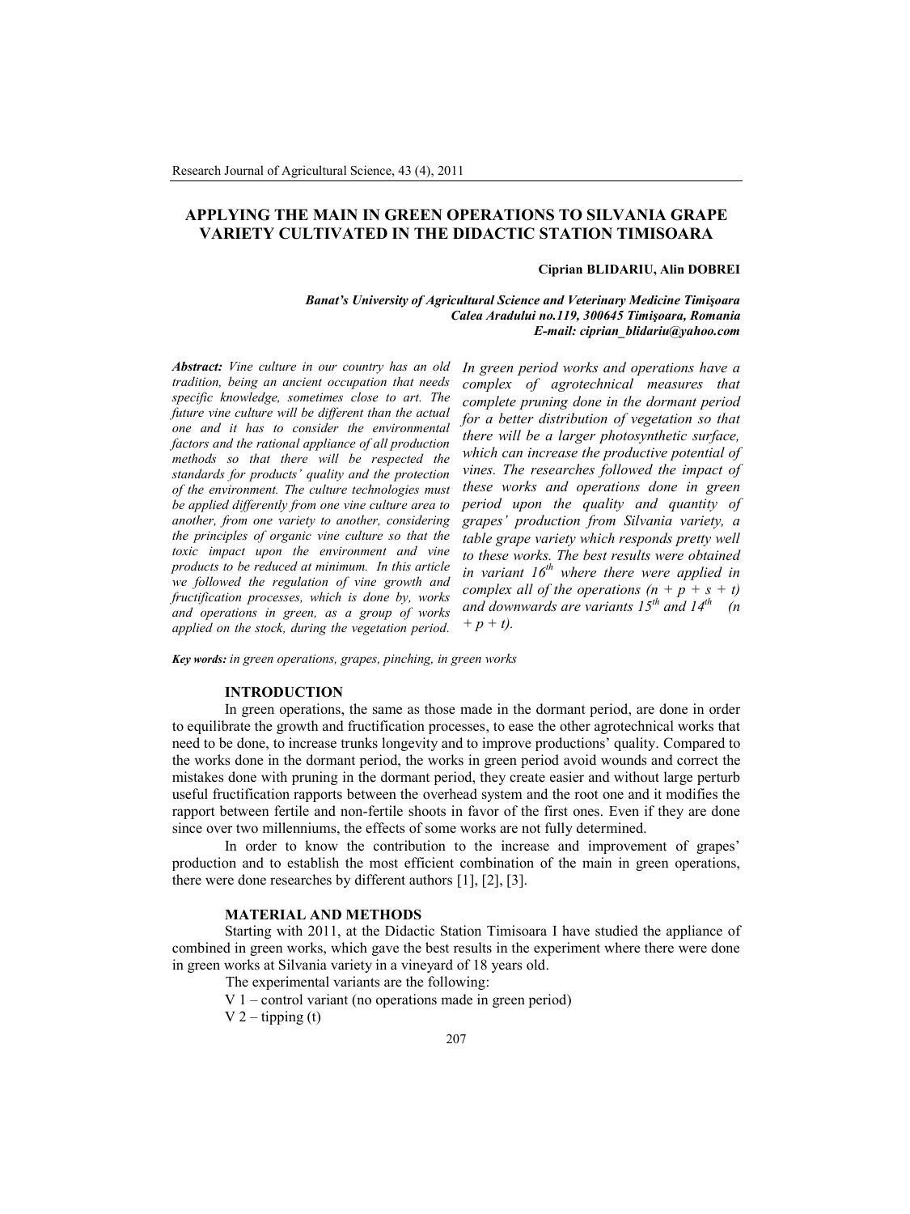# APPLYING THE MAIN IN GREEN OPERATIONS TO SILVANIA GRAPE VARIETY CULTIVATED IN THE DIDACTIC STATION TIMISOARA

**Ciprian BLIDARIU, Alin DOBREI**

***Banat's University of Agricultural Science and Veterinary Medicine Timişoara***
***Calea Aradului no.119, 300645 Timişoara, Romania***
***E-mail: ciprian_blidariu@yahoo.com***

***Abstract:*** *Vine culture in our country has an old tradition, being an ancient occupation that needs specific knowledge, sometimes close to art. The future vine culture will be different than the actual one and it has to consider the environmental factors and the rational appliance of all production methods so that there will be respected the standards for products' quality and the protection of the environment. The culture technologies must be applied differently from one vine culture area to another, from one variety to another, considering the principles of organic vine culture so that the toxic impact upon the environment and vine products to be reduced at minimum. In this article we followed the regulation of vine growth and fructification processes, which is done by, works and operations in green, as a group of works applied on the stock, during the vegetation period. In green period works and operations have a complex of agrotechnical measures that complete pruning done in the dormant period for a better distribution of vegetation so that there will be a larger photosynthetic surface, which can increase the productive potential of vines. The researches followed the impact of these works and operations done in green period upon the quality and quantity of grapes' production from Silvania variety, a table grape variety which responds pretty well to these works. The best results were obtained in variant 16th where there were applied in complex all of the operations (n + p + s + t) and downwards are variants 15th and 14th (n + p + t).*

***Key words:*** *in green operations, grapes, pinching, in green works*

## INTRODUCTION

In green operations, the same as those made in the dormant period, are done in order to equilibrate the growth and fructification processes, to ease the other agrotechnical works that need to be done, to increase trunks longevity and to improve productions' quality. Compared to the works done in the dormant period, the works in green period avoid wounds and correct the mistakes done with pruning in the dormant period, they create easier and without large perturb useful fructification rapports between the overhead system and the root one and it modifies the rapport between fertile and non-fertile shoots in favor of the first ones. Even if they are done since over two millenniums, the effects of some works are not fully determined.

In order to know the contribution to the increase and improvement of grapes' production and to establish the most efficient combination of the main in green operations, there were done researches by different authors [1], [2], [3].

## MATERIAL AND METHODS

Starting with 2011, at the Didactic Station Timisoara I have studied the appliance of combined in green works, which gave the best results in the experiment where there were done in green works at Silvania variety in a vineyard of 18 years old.

The experimental variants are the following:

V 1 – control variant (no operations made in green period)

V 2 – tipping (t)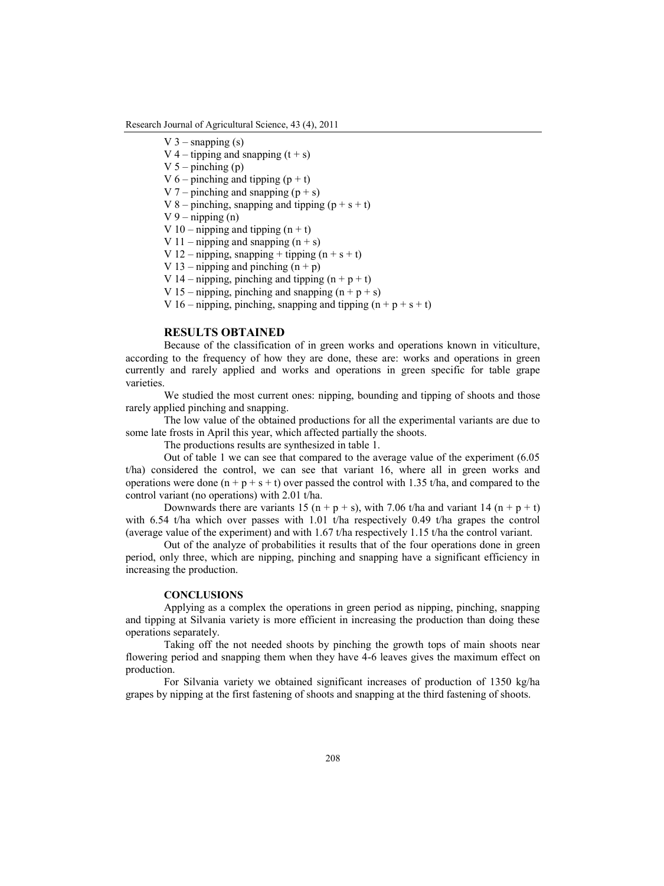V 3 – snapping (s)
V 4 – tipping and snapping (t + s)
V 5 – pinching (p)
V 6 – pinching and tipping (p + t)
V 7 – pinching and snapping (p + s)
V 8 – pinching, snapping and tipping (p + s + t)
V 9 – nipping (n)
V 10 – nipping and tipping (n + t)
V 11 – nipping and snapping (n + s)
V 12 – nipping, snapping + tipping (n + s + t)
V 13 – nipping and pinching (n + p)
V 14 – nipping, pinching and tipping (n + p + t)
V 15 – nipping, pinching and snapping (n + p + s)
V 16 – nipping, pinching, snapping and tipping (n + p + s + t)

## RESULTS OBTAINED

Because of the classification of in green works and operations known in viticulture, according to the frequency of how they are done, these are: works and operations in green currently and rarely applied and works and operations in green specific for table grape varieties.

We studied the most current ones: nipping, bounding and tipping of shoots and those rarely applied pinching and snapping.

The low value of the obtained productions for all the experimental variants are due to some late frosts in April this year, which affected partially the shoots.

The productions results are synthesized in table 1.

Out of table 1 we can see that compared to the average value of the experiment (6.05 t/ha) considered the control, we can see that variant 16, where all in green works and operations were done (n + p + s + t) over passed the control with 1.35 t/ha, and compared to the control variant (no operations) with 2.01 t/ha.

Downwards there are variants 15 (n + p + s), with 7.06 t/ha and variant 14 (n + p + t) with 6.54 t/ha which over passes with 1.01 t/ha respectively 0.49 t/ha grapes the control (average value of the experiment) and with 1.67 t/ha respectively 1.15 t/ha the control variant.

Out of the analyze of probabilities it results that of the four operations done in green period, only three, which are nipping, pinching and snapping have a significant efficiency in increasing the production.

### CONCLUSIONS

Applying as a complex the operations in green period as nipping, pinching, snapping and tipping at Silvania variety is more efficient in increasing the production than doing these operations separately.

Taking off the not needed shoots by pinching the growth tops of main shoots near flowering period and snapping them when they have 4-6 leaves gives the maximum effect on production.

For Silvania variety we obtained significant increases of production of 1350 kg/ha grapes by nipping at the first fastening of shoots and snapping at the third fastening of shoots.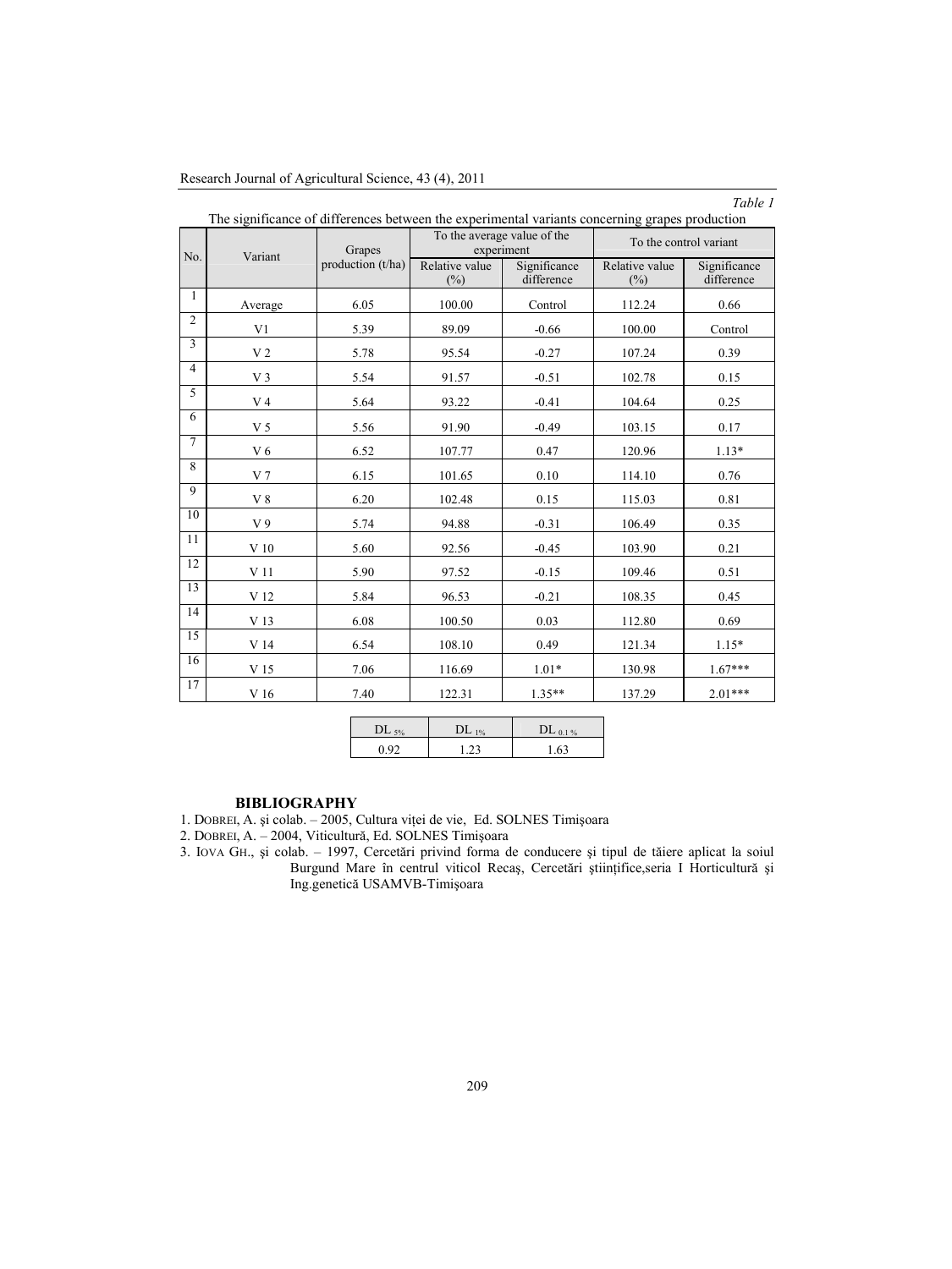*Table 1*

The significance of differences between the experimental variants concerning grapes production

| No. | Variant | Grapes production (t/ha) | To the average value of the experiment | | To the control variant | |
|---|---|---|---|---|---|---|
| | | | Relative value (%) | Significance difference | Relative value (%) | Significance difference |
| 1 | Average | 6.05 | 100.00 | Control | 112.24 | 0.66 |
| 2 | V1 | 5.39 | 89.09 | -0.66 | 100.00 | Control |
| 3 | V 2 | 5.78 | 95.54 | -0.27 | 107.24 | 0.39 |
| 4 | V 3 | 5.54 | 91.57 | -0.51 | 102.78 | 0.15 |
| 5 | V 4 | 5.64 | 93.22 | -0.41 | 104.64 | 0.25 |
| 6 | V 5 | 5.56 | 91.90 | -0.49 | 103.15 | 0.17 |
| 7 | V 6 | 6.52 | 107.77 | 0.47 | 120.96 | 1.13* |
| 8 | V 7 | 6.15 | 101.65 | 0.10 | 114.10 | 0.76 |
| 9 | V 8 | 6.20 | 102.48 | 0.15 | 115.03 | 0.81 |
| 10 | V 9 | 5.74 | 94.88 | -0.31 | 106.49 | 0.35 |
| 11 | V 10 | 5.60 | 92.56 | -0.45 | 103.90 | 0.21 |
| 12 | V 11 | 5.90 | 97.52 | -0.15 | 109.46 | 0.51 |
| 13 | V 12 | 5.84 | 96.53 | -0.21 | 108.35 | 0.45 |
| 14 | V 13 | 6.08 | 100.50 | 0.03 | 112.80 | 0.69 |
| 15 | V 14 | 6.54 | 108.10 | 0.49 | 121.34 | 1.15* |
| 16 | V 15 | 7.06 | 116.69 | 1.01* | 130.98 | 1.67*** |
| 17 | V 16 | 7.40 | 122.31 | 1.35** | 137.29 | 2.01*** |

| $DL_{5\%}$ | $DL_{1\%}$ | $DL_{0.1\%}$ |
|---|---|---|
| 0.92 | 1.23 | 1.63 |

## BIBLIOGRAPHY

1. DOBREI, A. şi colab. – 2005, Cultura viţei de vie, Ed. SOLNES Timişoara
2. DOBREI, A. – 2004, Viticultură, Ed. SOLNES Timişoara
3. IOVA GH., şi colab. – 1997, Cercetări privind forma de conducere şi tipul de tăiere aplicat la soiul Burgund Mare în centrul viticol Recaş, Cercetări ştiinţifice,seria I Horticultură şi Ing.genetică USAMVB-Timişoara